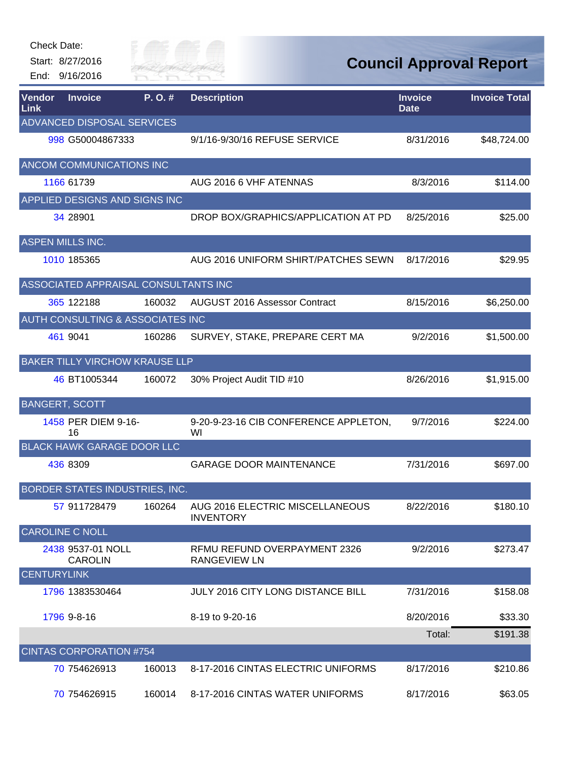Check Date:

Start: 8/27/2016

End: 9/16/2016

# Council Approval Report

| Vendor Link | Invoice | P. O. # | Description | Invoice Date | Invoice Total |
|---|---|---|---|---|---|
| ADVANCED DISPOSAL SERVICES | | | | | |
| 998 | G50004867333 | | 9/1/16-9/30/16 REFUSE SERVICE | 8/31/2016 | $48,724.00 |
| ANCOM COMMUNICATIONS INC | | | | | |
| 1166 | 61739 | | AUG 2016 6 VHF ATENNAS | 8/3/2016 | $114.00 |
| APPLIED DESIGNS AND SIGNS INC | | | | | |
| 34 | 28901 | | DROP BOX/GRAPHICS/APPLICATION AT PD | 8/25/2016 | $25.00 |
| ASPEN MILLS INC. | | | | | |
| 1010 | 185365 | | AUG 2016 UNIFORM SHIRT/PATCHES SEWN | 8/17/2016 | $29.95 |
| ASSOCIATED APPRAISAL CONSULTANTS INC | | | | | |
| 365 | 122188 | 160032 | AUGUST 2016 Assessor Contract | 8/15/2016 | $6,250.00 |
| AUTH CONSULTING & ASSOCIATES INC | | | | | |
| 461 | 9041 | 160286 | SURVEY, STAKE, PREPARE CERT MA | 9/2/2016 | $1,500.00 |
| BAKER TILLY VIRCHOW KRAUSE LLP | | | | | |
| 46 | BT1005344 | 160072 | 30% Project Audit TID #10 | 8/26/2016 | $1,915.00 |
| BANGERT, SCOTT | | | | | |
| 1458 | PER DIEM 9-16-16 | | 9-20-9-23-16 CIB CONFERENCE APPLETON, WI | 9/7/2016 | $224.00 |
| BLACK HAWK GARAGE DOOR LLC | | | | | |
| 436 | 8309 | | GARAGE DOOR MAINTENANCE | 7/31/2016 | $697.00 |
| BORDER STATES INDUSTRIES, INC. | | | | | |
| 57 | 911728479 | 160264 | AUG 2016 ELECTRIC MISCELLANEOUS INVENTORY | 8/22/2016 | $180.10 |
| CAROLINE C NOLL | | | | | |
| 2438 | 9537-01 NOLL CAROLIN | | RFMU REFUND OVERPAYMENT 2326 RANGEVIEW LN | 9/2/2016 | $273.47 |
| CENTURYLINK | | | | | |
| 1796 | 1383530464 | | JULY 2016 CITY LONG DISTANCE BILL | 7/31/2016 | $158.08 |
| 1796 | 9-8-16 | | 8-19 to 9-20-16 | 8/20/2016 | $33.30 |
| | | | | Total: | $191.38 |
| CINTAS CORPORATION #754 | | | | | |
| 70 | 754626913 | 160013 | 8-17-2016 CINTAS ELECTRIC UNIFORMS | 8/17/2016 | $210.86 |
| 70 | 754626915 | 160014 | 8-17-2016 CINTAS WATER UNIFORMS | 8/17/2016 | $63.05 |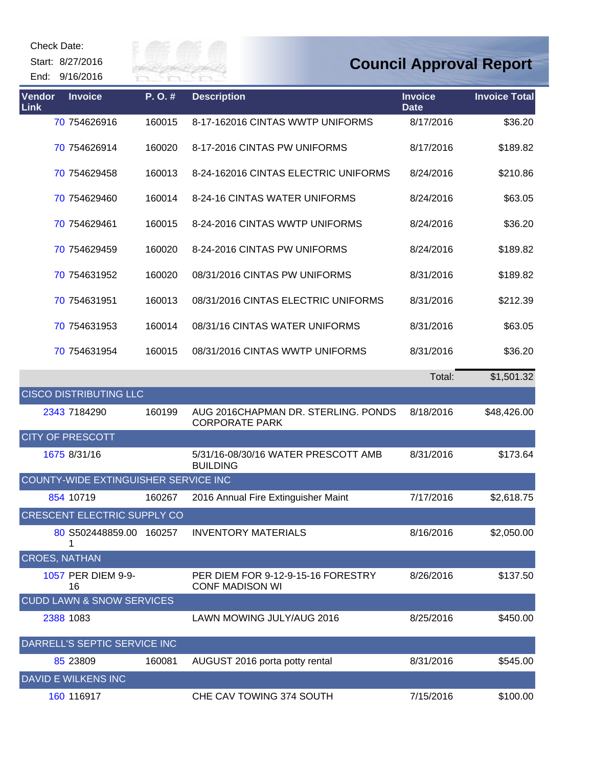Check Date:

Start: 8/27/2016

End: 9/16/2016

# Council Approval Report

| Vendor Link | Invoice | P. O. # | Description | Invoice Date | Invoice Total |
|---|---|---|---|---|---|
| 70 | 754626916 | 160015 | 8-17-162016 CINTAS WWTP UNIFORMS | 8/17/2016 | $36.20 |
| 70 | 754626914 | 160020 | 8-17-2016 CINTAS PW UNIFORMS | 8/17/2016 | $189.82 |
| 70 | 754629458 | 160013 | 8-24-162016 CINTAS ELECTRIC UNIFORMS | 8/24/2016 | $210.86 |
| 70 | 754629460 | 160014 | 8-24-16 CINTAS WATER UNIFORMS | 8/24/2016 | $63.05 |
| 70 | 754629461 | 160015 | 8-24-2016 CINTAS WWTP UNIFORMS | 8/24/2016 | $36.20 |
| 70 | 754629459 | 160020 | 8-24-2016 CINTAS PW UNIFORMS | 8/24/2016 | $189.82 |
| 70 | 754631952 | 160020 | 08/31/2016 CINTAS PW UNIFORMS | 8/31/2016 | $189.82 |
| 70 | 754631951 | 160013 | 08/31/2016 CINTAS ELECTRIC UNIFORMS | 8/31/2016 | $212.39 |
| 70 | 754631953 | 160014 | 08/31/16 CINTAS WATER UNIFORMS | 8/31/2016 | $63.05 |
| 70 | 754631954 | 160015 | 08/31/2016 CINTAS WWTP UNIFORMS | 8/31/2016 | $36.20 |
| | | | | Total: | $1,501.32 |
| CISCO DISTRIBUTING LLC | | | | | |
| 2343 | 7184290 | 160199 | AUG 2016CHAPMAN DR. STERLING. PONDS CORPORATE PARK | 8/18/2016 | $48,426.00 |
| CITY OF PRESCOTT | | | | | |
| 1675 | 8/31/16 | | 5/31/16-08/30/16 WATER PRESCOTT AMB BUILDING | 8/31/2016 | $173.64 |
| COUNTY-WIDE EXTINGUISHER SERVICE INC | | | | | |
| 854 | 10719 | 160267 | 2016 Annual Fire Extinguisher Maint | 7/17/2016 | $2,618.75 |
| CRESCENT ELECTRIC SUPPLY CO | | | | | |
| 80 | S502448859.001 | 160257 | INVENTORY MATERIALS | 8/16/2016 | $2,050.00 |
| CROES, NATHAN | | | | | |
| 1057 | PER DIEM 9-9-16 | | PER DIEM FOR 9-12-9-15-16 FORESTRY CONF MADISON WI | 8/26/2016 | $137.50 |
| CUDD LAWN & SNOW SERVICES | | | | | |
| 2388 | 1083 | | LAWN MOWING JULY/AUG 2016 | 8/25/2016 | $450.00 |
| DARRELL'S SEPTIC SERVICE INC | | | | | |
| 85 | 23809 | 160081 | AUGUST 2016 porta potty rental | 8/31/2016 | $545.00 |
| DAVID E WILKENS INC | | | | | |
| 160 | 116917 | | CHE CAV TOWING 374 SOUTH | 7/15/2016 | $100.00 |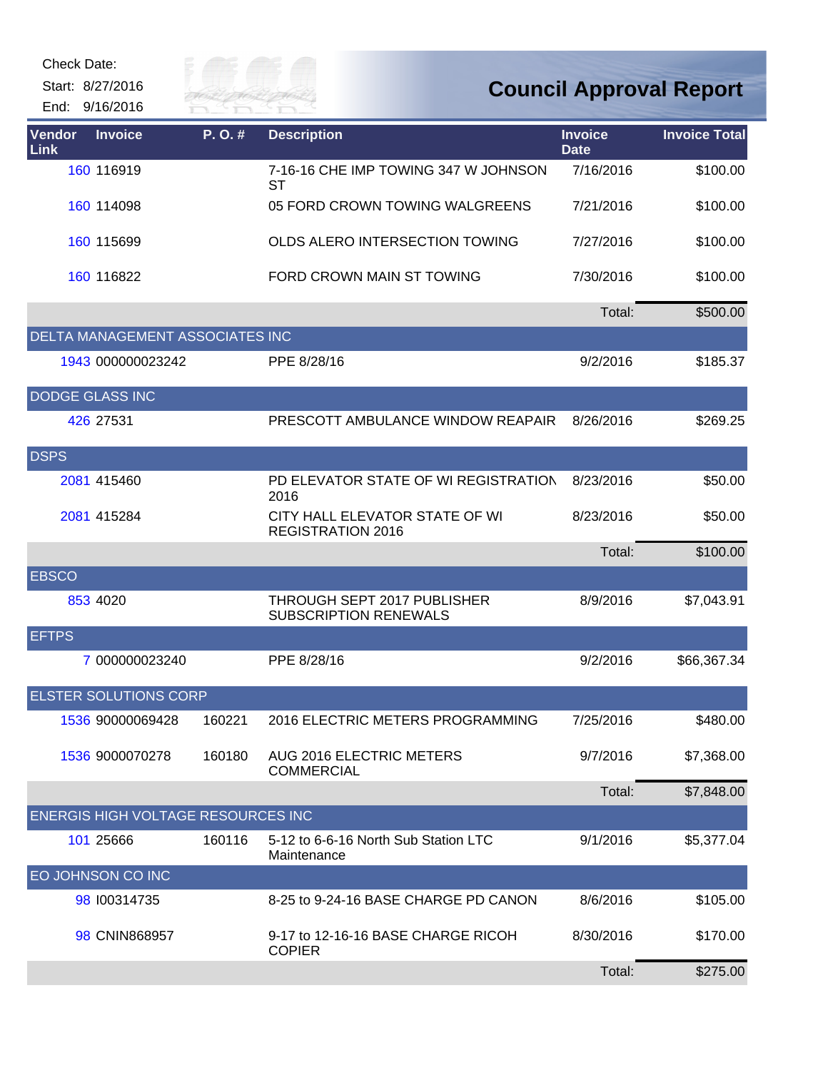Check Date:

Start: 8/27/2016

End: 9/16/2016

# Council Approval Report

| Vendor Link | Invoice | P. O. # | Description | Invoice Date | Invoice Total |
|---|---|---|---|---|---|
| 160 | 116919 | | 7-16-16 CHE IMP TOWING 347 W JOHNSON ST | 7/16/2016 | $100.00 |
| 160 | 114098 | | 05 FORD CROWN TOWING WALGREENS | 7/21/2016 | $100.00 |
| 160 | 115699 | | OLDS ALERO INTERSECTION TOWING | 7/27/2016 | $100.00 |
| 160 | 116822 | | FORD CROWN MAIN ST TOWING | 7/30/2016 | $100.00 |
| | | | | Total: | $500.00 |
| DELTA MANAGEMENT ASSOCIATES INC | | | | | |
| 1943 | 000000023242 | | PPE 8/28/16 | 9/2/2016 | $185.37 |
| DODGE GLASS INC | | | | | |
| 426 | 27531 | | PRESCOTT AMBULANCE WINDOW REAPAIR | 8/26/2016 | $269.25 |
| DSPS | | | | | |
| 2081 | 415460 | | PD ELEVATOR STATE OF WI REGISTRATION 2016 | 8/23/2016 | $50.00 |
| 2081 | 415284 | | CITY HALL ELEVATOR STATE OF WI REGISTRATION 2016 | 8/23/2016 | $50.00 |
| | | | | Total: | $100.00 |
| EBSCO | | | | | |
| 853 | 4020 | | THROUGH SEPT 2017 PUBLISHER SUBSCRIPTION RENEWALS | 8/9/2016 | $7,043.91 |
| EFTPS | | | | | |
| 7 | 000000023240 | | PPE 8/28/16 | 9/2/2016 | $66,367.34 |
| ELSTER SOLUTIONS CORP | | | | | |
| 1536 | 90000069428 | 160221 | 2016 ELECTRIC METERS PROGRAMMING | 7/25/2016 | $480.00 |
| 1536 | 9000070278 | 160180 | AUG 2016 ELECTRIC METERS COMMERCIAL | 9/7/2016 | $7,368.00 |
| | | | | Total: | $7,848.00 |
| ENERGIS HIGH VOLTAGE RESOURCES INC | | | | | |
| 101 | 25666 | 160116 | 5-12 to 6-6-16 North Sub Station LTC Maintenance | 9/1/2016 | $5,377.04 |
| EO JOHNSON CO INC | | | | | |
| 98 | I00314735 | | 8-25 to 9-24-16 BASE CHARGE PD CANON | 8/6/2016 | $105.00 |
| 98 | CNIN868957 | | 9-17 to 12-16-16 BASE CHARGE RICOH COPIER | 8/30/2016 | $170.00 |
| | | | | Total: | $275.00 |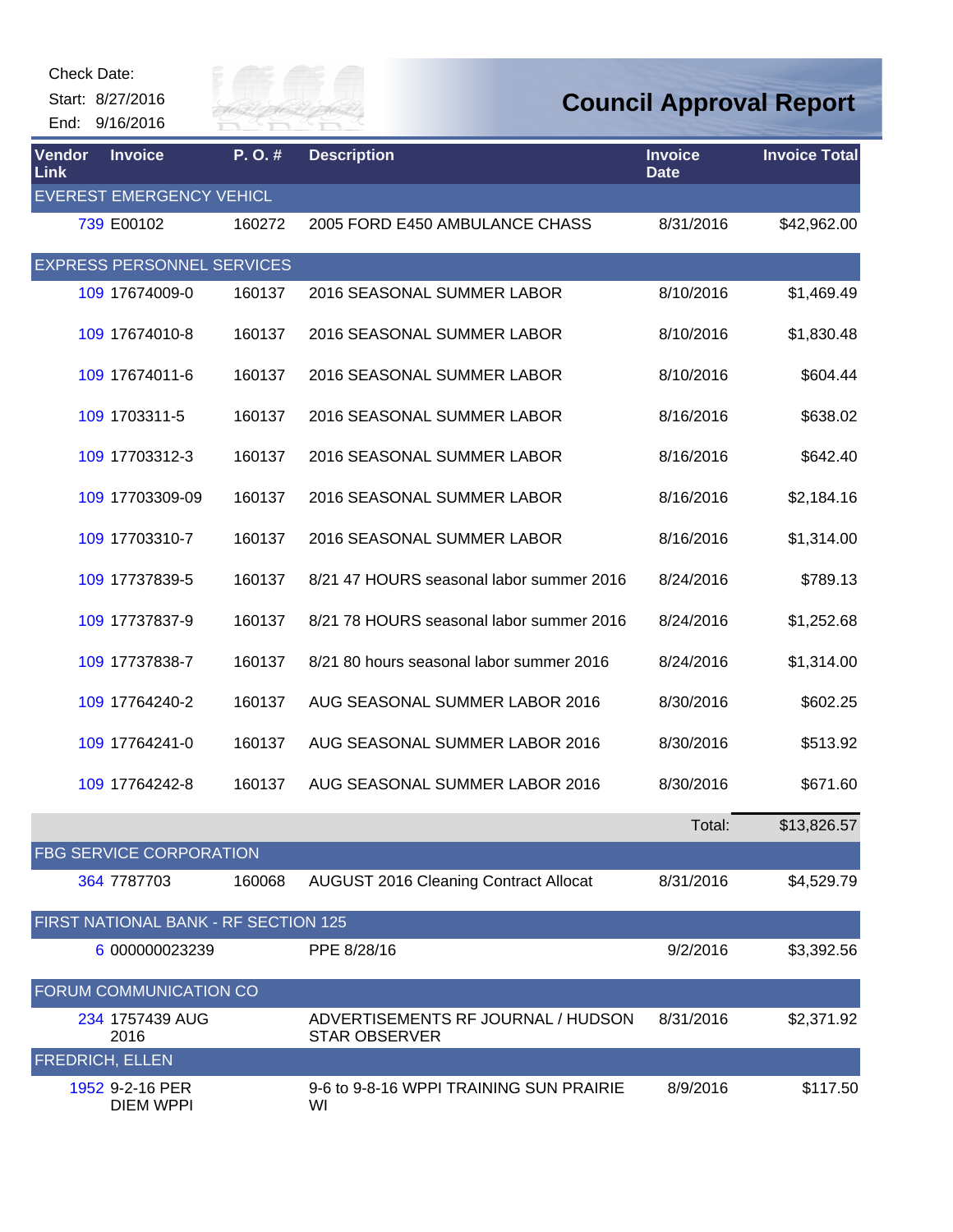Check Date:

Start: 8/27/2016

End: 9/16/2016

# Council Approval Report

| Vendor Link | Invoice | P. O. # | Description | Invoice Date | Invoice Total |
|---|---|---|---|---|---|
| EVEREST EMERGENCY VEHICL | | | | | |
| 739 | E00102 | 160272 | 2005 FORD E450 AMBULANCE CHASS | 8/31/2016 | $42,962.00 |
| EXPRESS PERSONNEL SERVICES | | | | | |
| 109 | 17674009-0 | 160137 | 2016 SEASONAL SUMMER LABOR | 8/10/2016 | $1,469.49 |
| 109 | 17674010-8 | 160137 | 2016 SEASONAL SUMMER LABOR | 8/10/2016 | $1,830.48 |
| 109 | 17674011-6 | 160137 | 2016 SEASONAL SUMMER LABOR | 8/10/2016 | $604.44 |
| 109 | 1703311-5 | 160137 | 2016 SEASONAL SUMMER LABOR | 8/16/2016 | $638.02 |
| 109 | 17703312-3 | 160137 | 2016 SEASONAL SUMMER LABOR | 8/16/2016 | $642.40 |
| 109 | 17703309-09 | 160137 | 2016 SEASONAL SUMMER LABOR | 8/16/2016 | $2,184.16 |
| 109 | 17703310-7 | 160137 | 2016 SEASONAL SUMMER LABOR | 8/16/2016 | $1,314.00 |
| 109 | 17737839-5 | 160137 | 8/21 47 HOURS seasonal labor summer 2016 | 8/24/2016 | $789.13 |
| 109 | 17737837-9 | 160137 | 8/21 78 HOURS seasonal labor summer 2016 | 8/24/2016 | $1,252.68 |
| 109 | 17737838-7 | 160137 | 8/21 80 hours seasonal labor summer 2016 | 8/24/2016 | $1,314.00 |
| 109 | 17764240-2 | 160137 | AUG SEASONAL SUMMER LABOR 2016 | 8/30/2016 | $602.25 |
| 109 | 17764241-0 | 160137 | AUG SEASONAL SUMMER LABOR 2016 | 8/30/2016 | $513.92 |
| 109 | 17764242-8 | 160137 | AUG SEASONAL SUMMER LABOR 2016 | 8/30/2016 | $671.60 |
| | | | | Total: | $13,826.57 |
| FBG SERVICE CORPORATION | | | | | |
| 364 | 7787703 | 160068 | AUGUST 2016 Cleaning Contract Allocat | 8/31/2016 | $4,529.79 |
| FIRST NATIONAL BANK - RF SECTION 125 | | | | | |
| 6 | 000000023239 | | PPE 8/28/16 | 9/2/2016 | $3,392.56 |
| FORUM COMMUNICATION CO | | | | | |
| 234 | 1757439 AUG 2016 | | ADVERTISEMENTS RF JOURNAL / HUDSON STAR OBSERVER | 8/31/2016 | $2,371.92 |
| FREDRICH, ELLEN | | | | | |
| 1952 | 9-2-16 PER DIEM WPPI | | 9-6 to 9-8-16 WPPI TRAINING SUN PRAIRIE WI | 8/9/2016 | $117.50 |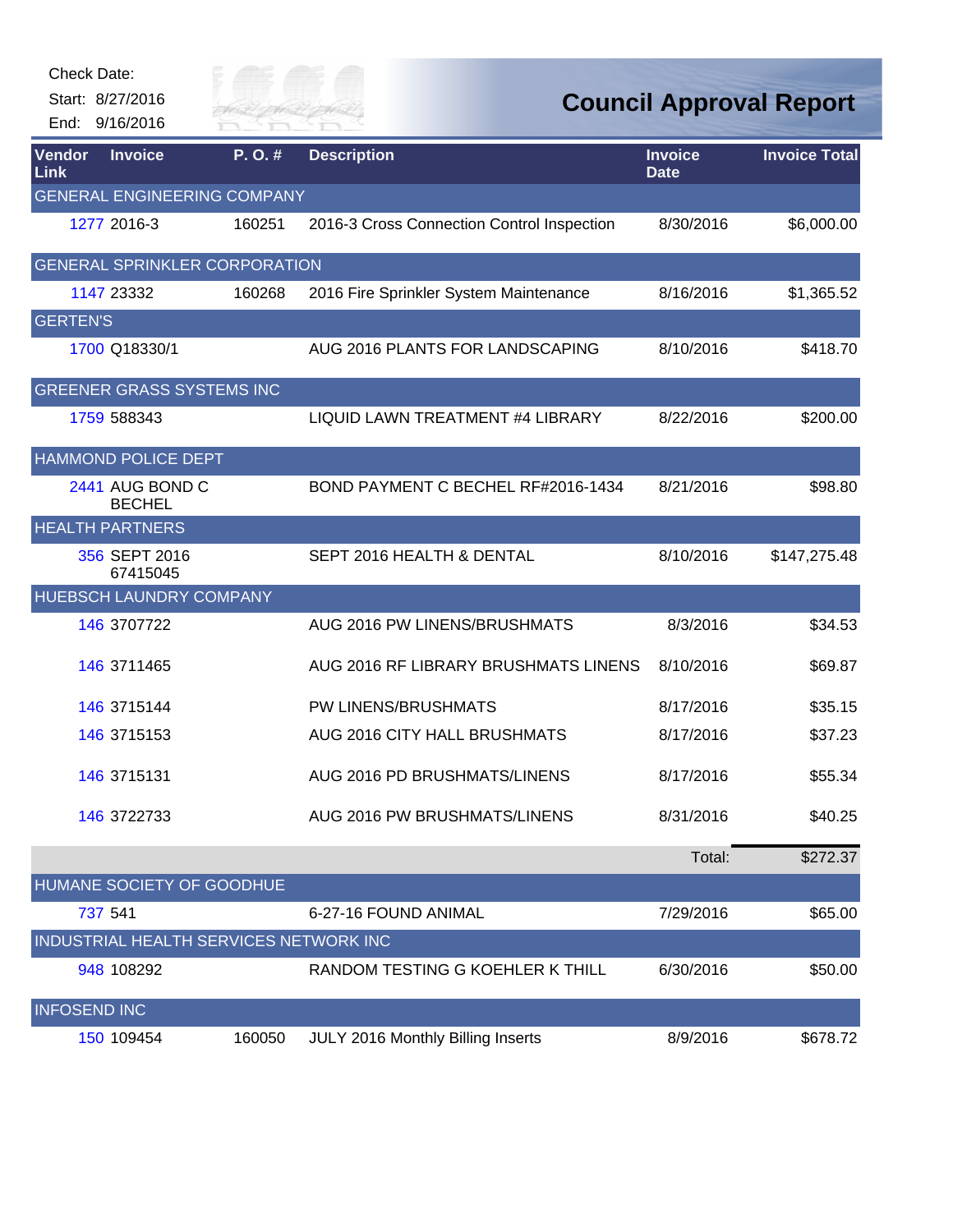Check Date:
Start: 8/27/2016
End: 9/16/2016

# Council Approval Report

| Vendor Link | Invoice | P. O. # | Description | Invoice Date | Invoice Total |
|---|---|---|---|---|---|
| GENERAL ENGINEERING COMPANY | | | | | |
| 1277 | 2016-3 | 160251 | 2016-3 Cross Connection Control Inspection | 8/30/2016 | $6,000.00 |
| GENERAL SPRINKLER CORPORATION | | | | | |
| 1147 | 23332 | 160268 | 2016 Fire Sprinkler System Maintenance | 8/16/2016 | $1,365.52 |
| GERTEN'S | | | | | |
| 1700 | Q18330/1 | | AUG 2016 PLANTS FOR LANDSCAPING | 8/10/2016 | $418.70 |
| GREENER GRASS SYSTEMS INC | | | | | |
| 1759 | 588343 | | LIQUID LAWN TREATMENT #4 LIBRARY | 8/22/2016 | $200.00 |
| HAMMOND POLICE DEPT | | | | | |
| 2441 | AUG BOND C BECHEL | | BOND PAYMENT C BECHEL RF#2016-1434 | 8/21/2016 | $98.80 |
| HEALTH PARTNERS | | | | | |
| 356 | SEPT 2016 67415045 | | SEPT 2016 HEALTH & DENTAL | 8/10/2016 | $147,275.48 |
| HUEBSCH LAUNDRY COMPANY | | | | | |
| 146 | 3707722 | | AUG 2016 PW LINENS/BRUSHMATS | 8/3/2016 | $34.53 |
| 146 | 3711465 | | AUG 2016 RF LIBRARY BRUSHMATS LINENS | 8/10/2016 | $69.87 |
| 146 | 3715144 | | PW LINENS/BRUSHMATS | 8/17/2016 | $35.15 |
| 146 | 3715153 | | AUG 2016 CITY HALL BRUSHMATS | 8/17/2016 | $37.23 |
| 146 | 3715131 | | AUG 2016 PD BRUSHMATS/LINENS | 8/17/2016 | $55.34 |
| 146 | 3722733 | | AUG 2016 PW BRUSHMATS/LINENS | 8/31/2016 | $40.25 |
| | | | | Total: | $272.37 |
| HUMANE SOCIETY OF GOODHUE | | | | | |
| 737 | 541 | | 6-27-16 FOUND ANIMAL | 7/29/2016 | $65.00 |
| INDUSTRIAL HEALTH SERVICES NETWORK INC | | | | | |
| 948 | 108292 | | RANDOM TESTING G KOEHLER K THILL | 6/30/2016 | $50.00 |
| INFOSEND INC | | | | | |
| 150 | 109454 | 160050 | JULY 2016 Monthly Billing Inserts | 8/9/2016 | $678.72 |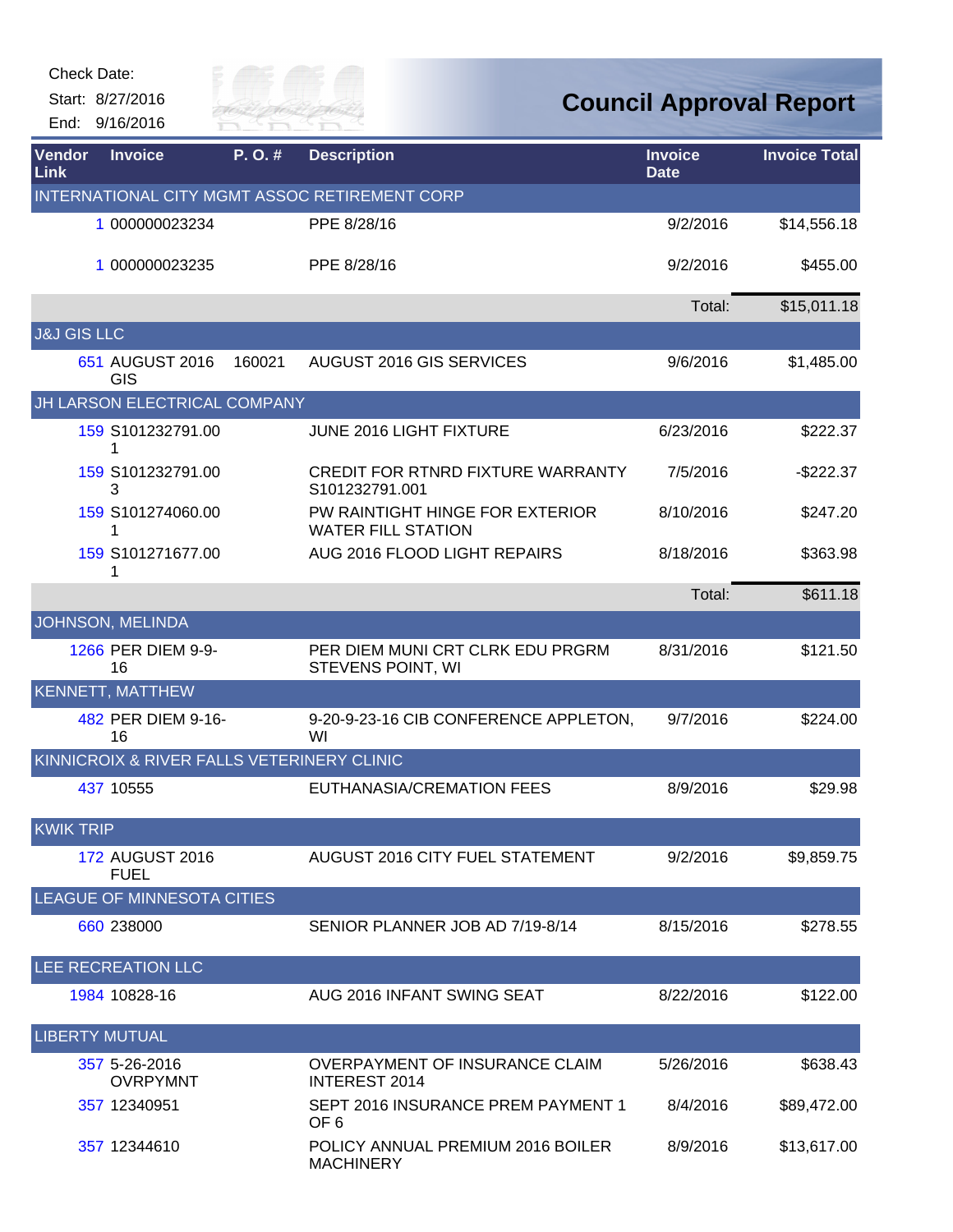Check Date:

Start: 8/27/2016

End: 9/16/2016

# Council Approval Report

| Vendor Link | Invoice | P. O. # | Description | Invoice Date | Invoice Total |
|---|---|---|---|---|---|
| INTERNATIONAL CITY MGMT ASSOC RETIREMENT CORP | | | | | |
| 1 | 000000023234 | | PPE 8/28/16 | 9/2/2016 | $14,556.18 |
| 1 | 000000023235 | | PPE 8/28/16 | 9/2/2016 | $455.00 |
| | | | | Total: | $15,011.18 |
| J&J GIS LLC | | | | | |
| 651 | AUGUST 2016 GIS | 160021 | AUGUST 2016 GIS SERVICES | 9/6/2016 | $1,485.00 |
| JH LARSON ELECTRICAL COMPANY | | | | | |
| 159 | S101232791.001 | | JUNE 2016 LIGHT FIXTURE | 6/23/2016 | $222.37 |
| 159 | S101232791.003 | | CREDIT FOR RTNRD FIXTURE WARRANTY S101232791.001 | 7/5/2016 | -$222.37 |
| 159 | S101274060.001 | | PW RAINTIGHT HINGE FOR EXTERIOR WATER FILL STATION | 8/10/2016 | $247.20 |
| 159 | S101271677.001 | | AUG 2016 FLOOD LIGHT REPAIRS | 8/18/2016 | $363.98 |
| | | | | Total: | $611.18 |
| JOHNSON, MELINDA | | | | | |
| 1266 | PER DIEM 9-9-16 | | PER DIEM MUNI CRT CLRK EDU PRGRM STEVENS POINT, WI | 8/31/2016 | $121.50 |
| KENNETT, MATTHEW | | | | | |
| 482 | PER DIEM 9-16-16 | | 9-20-9-23-16 CIB CONFERENCE APPLETON, WI | 9/7/2016 | $224.00 |
| KINNICROIX & RIVER FALLS VETERINERY CLINIC | | | | | |
| 437 | 10555 | | EUTHANASIA/CREMATION FEES | 8/9/2016 | $29.98 |
| KWIK TRIP | | | | | |
| 172 | AUGUST 2016 FUEL | | AUGUST 2016 CITY FUEL STATEMENT | 9/2/2016 | $9,859.75 |
| LEAGUE OF MINNESOTA CITIES | | | | | |
| 660 | 238000 | | SENIOR PLANNER JOB AD 7/19-8/14 | 8/15/2016 | $278.55 |
| LEE RECREATION LLC | | | | | |
| 1984 | 10828-16 | | AUG 2016 INFANT SWING SEAT | 8/22/2016 | $122.00 |
| LIBERTY MUTUAL | | | | | |
| 357 | 5-26-2016 OVRPYMNT | | OVERPAYMENT OF INSURANCE CLAIM INTEREST 2014 | 5/26/2016 | $638.43 |
| 357 | 12340951 | | SEPT 2016 INSURANCE PREM PAYMENT 1 OF 6 | 8/4/2016 | $89,472.00 |
| 357 | 12344610 | | POLICY ANNUAL PREMIUM 2016 BOILER MACHINERY | 8/9/2016 | $13,617.00 |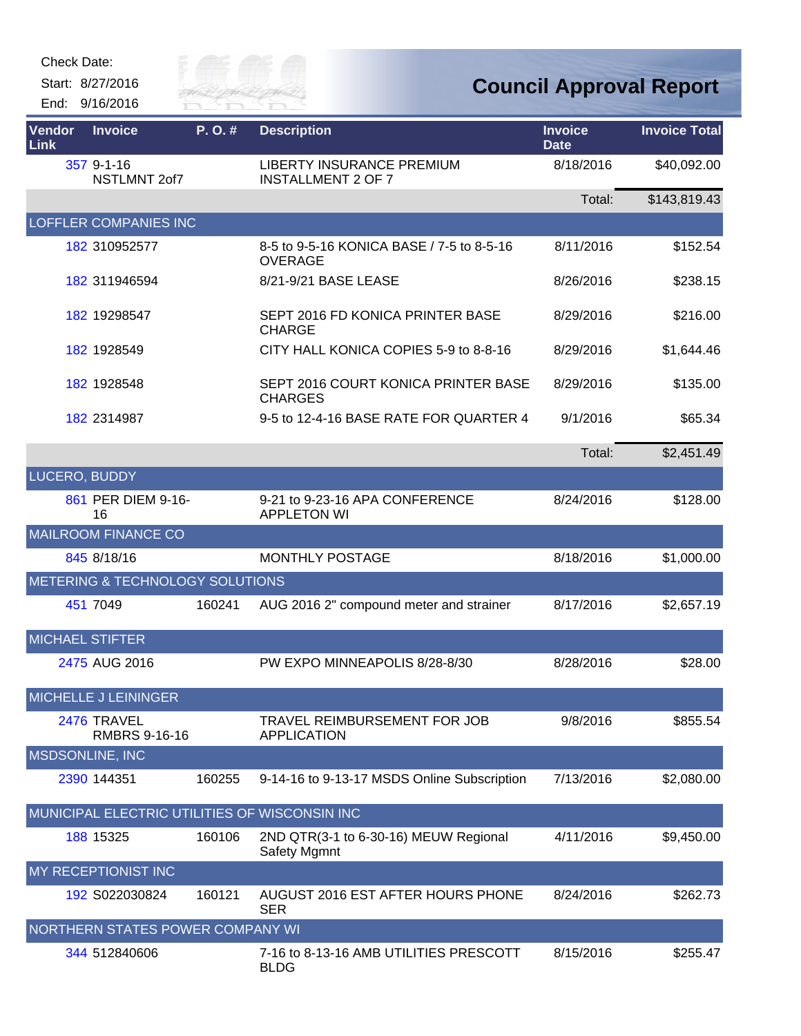Check Date:

Start: 8/27/2016

End: 9/16/2016

# Council Approval Report

| Vendor Link | Invoice | P. O. # | Description | Invoice Date | Invoice Total |
|---|---|---|---|---|---|
| 357 | 9-1-16 NSTLMNT 2of7 | | LIBERTY INSURANCE PREMIUM INSTALLMENT 2 OF 7 | 8/18/2016 | $40,092.00 |
| | | | | Total: | $143,819.43 |
| LOFFLER COMPANIES INC | | | | | |
| 182 | 310952577 | | 8-5 to 9-5-16 KONICA BASE / 7-5 to 8-5-16 OVERAGE | 8/11/2016 | $152.54 |
| 182 | 311946594 | | 8/21-9/21 BASE LEASE | 8/26/2016 | $238.15 |
| 182 | 19298547 | | SEPT 2016 FD KONICA PRINTER BASE CHARGE | 8/29/2016 | $216.00 |
| 182 | 1928549 | | CITY HALL KONICA COPIES 5-9 to 8-8-16 | 8/29/2016 | $1,644.46 |
| 182 | 1928548 | | SEPT 2016 COURT KONICA PRINTER BASE CHARGES | 8/29/2016 | $135.00 |
| 182 | 2314987 | | 9-5 to 12-4-16 BASE RATE FOR QUARTER 4 | 9/1/2016 | $65.34 |
| | | | | Total: | $2,451.49 |
| LUCERO, BUDDY | | | | | |
| 861 | PER DIEM 9-16-16 | | 9-21 to 9-23-16 APA CONFERENCE APPLETON WI | 8/24/2016 | $128.00 |
| MAILROOM FINANCE CO | | | | | |
| 845 | 8/18/16 | | MONTHLY POSTAGE | 8/18/2016 | $1,000.00 |
| METERING & TECHNOLOGY SOLUTIONS | | | | | |
| 451 | 7049 | 160241 | AUG 2016 2" compound meter and strainer | 8/17/2016 | $2,657.19 |
| MICHAEL STIFTER | | | | | |
| 2475 | AUG 2016 | | PW EXPO MINNEAPOLIS 8/28-8/30 | 8/28/2016 | $28.00 |
| MICHELLE J LEININGER | | | | | |
| 2476 | TRAVEL RMBRS 9-16-16 | | TRAVEL REIMBURSEMENT FOR JOB APPLICATION | 9/8/2016 | $855.54 |
| MSDSONLINE, INC | | | | | |
| 2390 | 144351 | 160255 | 9-14-16 to 9-13-17 MSDS Online Subscription | 7/13/2016 | $2,080.00 |
| MUNICIPAL ELECTRIC UTILITIES OF WISCONSIN INC | | | | | |
| 188 | 15325 | 160106 | 2ND QTR(3-1 to 6-30-16) MEUW Regional Safety Mgmnt | 4/11/2016 | $9,450.00 |
| MY RECEPTIONIST INC | | | | | |
| 192 | S022030824 | 160121 | AUGUST 2016 EST AFTER HOURS PHONE SER | 8/24/2016 | $262.73 |
| NORTHERN STATES POWER COMPANY WI | | | | | |
| 344 | 512840606 | | 7-16 to 8-13-16 AMB UTILITIES PRESCOTT BLDG | 8/15/2016 | $255.47 |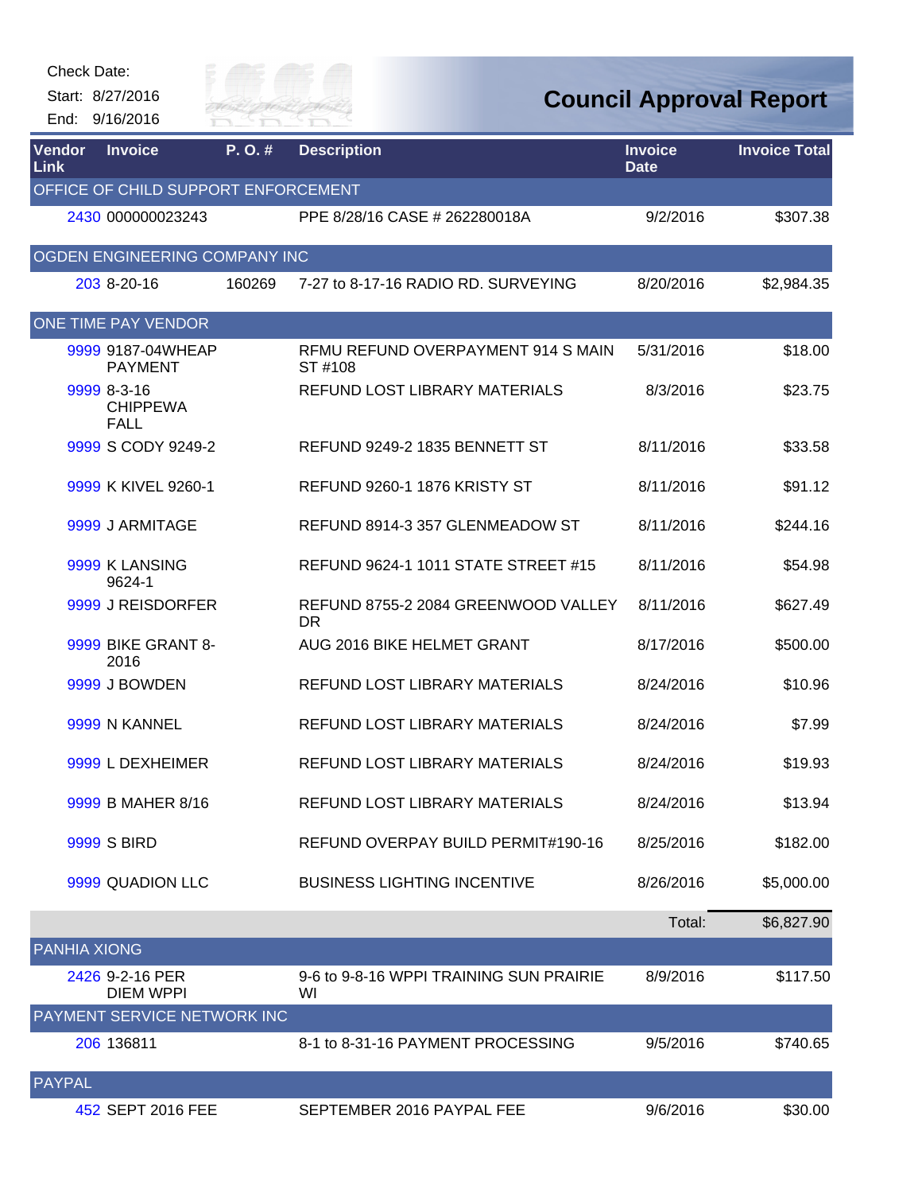Check Date:

Start: 8/27/2016

End: 9/16/2016

# Council Approval Report

| Vendor Link | Invoice | P. O. # | Description | Invoice Date | Invoice Total |
|---|---|---|---|---|---|
| OFFICE OF CHILD SUPPORT ENFORCEMENT | | | | | |
| 2430 | 000000023243 | | PPE 8/28/16 CASE # 262280018A | 9/2/2016 | $307.38 |
| OGDEN ENGINEERING COMPANY INC | | | | | |
| 203 | 8-20-16 | 160269 | 7-27 to 8-17-16 RADIO RD. SURVEYING | 8/20/2016 | $2,984.35 |
| ONE TIME PAY VENDOR | | | | | |
| 9999 | 9187-04WHEAP PAYMENT | | RFMU REFUND OVERPAYMENT 914 S MAIN ST #108 | 5/31/2016 | $18.00 |
| 9999 | 8-3-16 CHIPPEWA FALL | | REFUND LOST LIBRARY MATERIALS | 8/3/2016 | $23.75 |
| 9999 | S CODY 9249-2 | | REFUND 9249-2 1835 BENNETT ST | 8/11/2016 | $33.58 |
| 9999 | K KIVEL 9260-1 | | REFUND 9260-1 1876 KRISTY ST | 8/11/2016 | $91.12 |
| 9999 | J ARMITAGE | | REFUND 8914-3 357 GLENMEADOW ST | 8/11/2016 | $244.16 |
| 9999 | K LANSING 9624-1 | | REFUND 9624-1 1011 STATE STREET #15 | 8/11/2016 | $54.98 |
| 9999 | J REISDORFER | | REFUND 8755-2 2084 GREENWOOD VALLEY DR | 8/11/2016 | $627.49 |
| 9999 | BIKE GRANT 8-2016 | | AUG 2016 BIKE HELMET GRANT | 8/17/2016 | $500.00 |
| 9999 | J BOWDEN | | REFUND LOST LIBRARY MATERIALS | 8/24/2016 | $10.96 |
| 9999 | N KANNEL | | REFUND LOST LIBRARY MATERIALS | 8/24/2016 | $7.99 |
| 9999 | L DEXHEIMER | | REFUND LOST LIBRARY MATERIALS | 8/24/2016 | $19.93 |
| 9999 | B MAHER 8/16 | | REFUND LOST LIBRARY MATERIALS | 8/24/2016 | $13.94 |
| 9999 | S BIRD | | REFUND OVERPAY BUILD PERMIT#190-16 | 8/25/2016 | $182.00 |
| 9999 | QUADION LLC | | BUSINESS LIGHTING INCENTIVE | 8/26/2016 | $5,000.00 |
| | | | | Total: | $6,827.90 |
| PANHIA XIONG | | | | | |
| 2426 | 9-2-16 PER DIEM WPPI | | 9-6 to 9-8-16 WPPI TRAINING SUN PRAIRIE WI | 8/9/2016 | $117.50 |
| PAYMENT SERVICE NETWORK INC | | | | | |
| 206 | 136811 | | 8-1 to 8-31-16 PAYMENT PROCESSING | 9/5/2016 | $740.65 |
| PAYPAL | | | | | |
| 452 | SEPT 2016 FEE | | SEPTEMBER 2016 PAYPAL FEE | 9/6/2016 | $30.00 |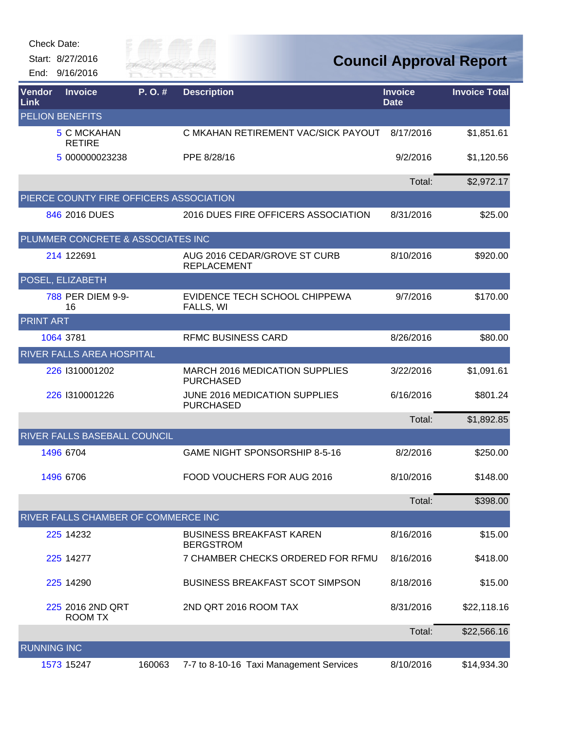Check Date:

Start: 8/27/2016

End: 9/16/2016

# Council Approval Report

| Vendor Link | Invoice | P. O. # | Description | Invoice Date | Invoice Total |
|---|---|---|---|---|---|
| PELION BENEFITS | | | | | |
| 5 | C MCKAHAN RETIRE | | C MKAHAN RETIREMENT VAC/SICK PAYOUT | 8/17/2016 | $1,851.61 |
| 5 | 000000023238 | | PPE 8/28/16 | 9/2/2016 | $1,120.56 |
| | | | | Total: | $2,972.17 |
| PIERCE COUNTY FIRE OFFICERS ASSOCIATION | | | | | |
| 846 | 2016 DUES | | 2016 DUES FIRE OFFICERS ASSOCIATION | 8/31/2016 | $25.00 |
| PLUMMER CONCRETE & ASSOCIATES INC | | | | | |
| 214 | 122691 | | AUG 2016 CEDAR/GROVE ST CURB REPLACEMENT | 8/10/2016 | $920.00 |
| POSEL, ELIZABETH | | | | | |
| 788 | PER DIEM 9-9-16 | | EVIDENCE TECH SCHOOL CHIPPEWA FALLS, WI | 9/7/2016 | $170.00 |
| PRINT ART | | | | | |
| 1064 | 3781 | | RFMC BUSINESS CARD | 8/26/2016 | $80.00 |
| RIVER FALLS AREA HOSPITAL | | | | | |
| 226 | I310001202 | | MARCH 2016 MEDICATION SUPPLIES PURCHASED | 3/22/2016 | $1,091.61 |
| 226 | I310001226 | | JUNE 2016 MEDICATION SUPPLIES PURCHASED | 6/16/2016 | $801.24 |
| | | | | Total: | $1,892.85 |
| RIVER FALLS BASEBALL COUNCIL | | | | | |
| 1496 | 6704 | | GAME NIGHT SPONSORSHIP 8-5-16 | 8/2/2016 | $250.00 |
| 1496 | 6706 | | FOOD VOUCHERS FOR AUG 2016 | 8/10/2016 | $148.00 |
| | | | | Total: | $398.00 |
| RIVER FALLS CHAMBER OF COMMERCE INC | | | | | |
| 225 | 14232 | | BUSINESS BREAKFAST KAREN BERGSTROM | 8/16/2016 | $15.00 |
| 225 | 14277 | | 7 CHAMBER CHECKS ORDERED FOR RFMU | 8/16/2016 | $418.00 |
| 225 | 14290 | | BUSINESS BREAKFAST SCOT SIMPSON | 8/18/2016 | $15.00 |
| 225 | 2016 2ND QRT ROOM TX | | 2ND QRT 2016 ROOM TAX | 8/31/2016 | $22,118.16 |
| | | | | Total: | $22,566.16 |
| RUNNING INC | | | | | |
| 1573 | 15247 | 160063 | 7-7 to 8-10-16 Taxi Management Services | 8/10/2016 | $14,934.30 |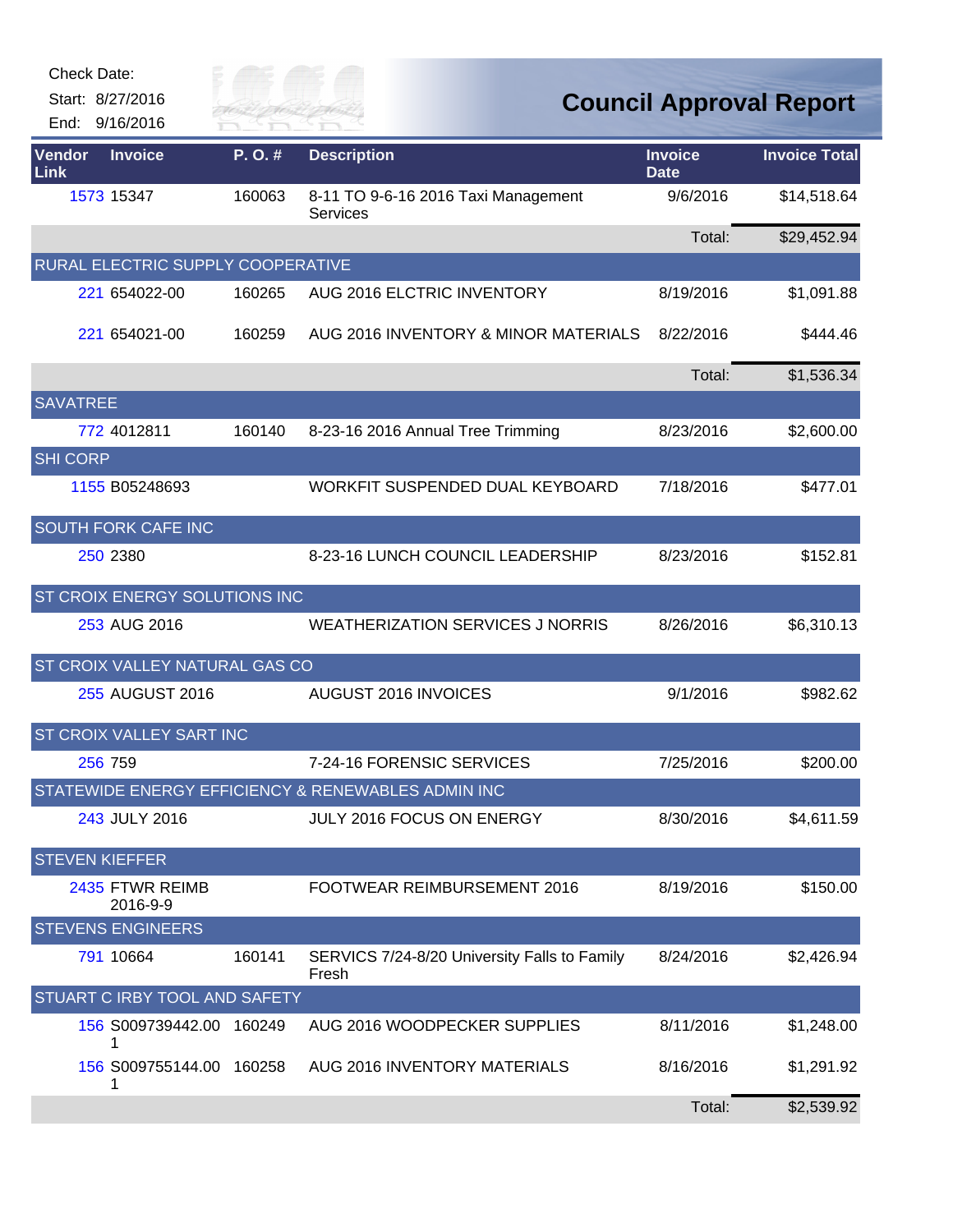Check Date:

Start: 8/27/2016

End: 9/16/2016

# Council Approval Report

| Vendor Link | Invoice | P. O. # | Description | Invoice Date | Invoice Total |
|---|---|---|---|---|---|
| 1573 | 15347 | 160063 | 8-11 TO 9-6-16 2016 Taxi Management Services | 9/6/2016 | $14,518.64 |
| | | | | Total: | $29,452.94 |
| RURAL ELECTRIC SUPPLY COOPERATIVE | | | | | |
| 221 | 654022-00 | 160265 | AUG 2016 ELCTRIC INVENTORY | 8/19/2016 | $1,091.88 |
| 221 | 654021-00 | 160259 | AUG 2016 INVENTORY & MINOR MATERIALS | 8/22/2016 | $444.46 |
| | | | | Total: | $1,536.34 |
| SAVATREE | | | | | |
| 772 | 4012811 | 160140 | 8-23-16 2016 Annual Tree Trimming | 8/23/2016 | $2,600.00 |
| SHI CORP | | | | | |
| 1155 | B05248693 | | WORKFIT SUSPENDED DUAL KEYBOARD | 7/18/2016 | $477.01 |
| SOUTH FORK CAFE INC | | | | | |
| 250 | 2380 | | 8-23-16 LUNCH COUNCIL LEADERSHIP | 8/23/2016 | $152.81 |
| ST CROIX ENERGY SOLUTIONS INC | | | | | |
| 253 | AUG 2016 | | WEATHERIZATION SERVICES J NORRIS | 8/26/2016 | $6,310.13 |
| ST CROIX VALLEY NATURAL GAS CO | | | | | |
| 255 | AUGUST 2016 | | AUGUST 2016 INVOICES | 9/1/2016 | $982.62 |
| ST CROIX VALLEY SART INC | | | | | |
| 256 | 759 | | 7-24-16 FORENSIC SERVICES | 7/25/2016 | $200.00 |
| STATEWIDE ENERGY EFFICIENCY & RENEWABLES ADMIN INC | | | | | |
| 243 | JULY 2016 | | JULY 2016 FOCUS ON ENERGY | 8/30/2016 | $4,611.59 |
| STEVEN KIEFFER | | | | | |
| 2435 | FTWR REIMB 2016-9-9 | | FOOTWEAR REIMBURSEMENT 2016 | 8/19/2016 | $150.00 |
| STEVENS ENGINEERS | | | | | |
| 791 | 10664 | 160141 | SERVICS 7/24-8/20 University Falls to Family Fresh | 8/24/2016 | $2,426.94 |
| STUART C IRBY TOOL AND SAFETY | | | | | |
| 156 | S009739442.001 | 160249 | AUG 2016 WOODPECKER SUPPLIES | 8/11/2016 | $1,248.00 |
| 156 | S009755144.001 | 160258 | AUG 2016 INVENTORY MATERIALS | 8/16/2016 | $1,291.92 |
| | | | | Total: | $2,539.92 |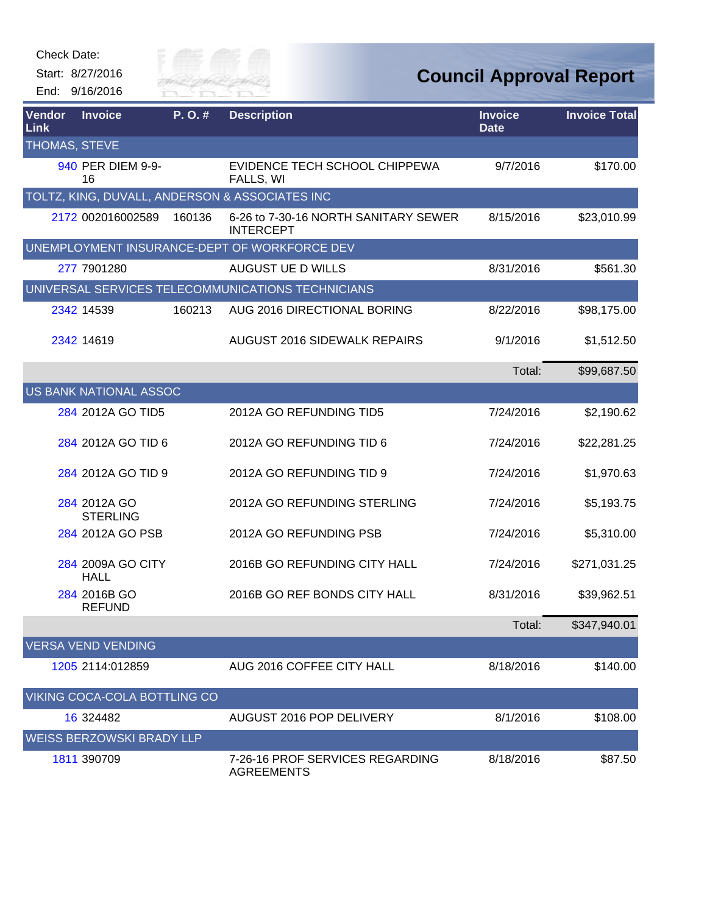Check Date:
Start: 8/27/2016
End: 9/16/2016

# Council Approval Report

| Vendor Link | Invoice | P. O. # | Description | Invoice Date | Invoice Total |
|---|---|---|---|---|---|
| **THOMAS, STEVE** | | | | | |
| 940 | PER DIEM 9-9-16 | | EVIDENCE TECH SCHOOL CHIPPEWA FALLS, WI | 9/7/2016 | $170.00 |
| **TOLTZ, KING, DUVALL, ANDERSON & ASSOCIATES INC** | | | | | |
| 2172 | 002016002589 | 160136 | 6-26 to 7-30-16 NORTH SANITARY SEWER INTERCEPT | 8/15/2016 | $23,010.99 |
| **UNEMPLOYMENT INSURANCE-DEPT OF WORKFORCE DEV** | | | | | |
| 277 | 7901280 | | AUGUST UE D WILLS | 8/31/2016 | $561.30 |
| **UNIVERSAL SERVICES TELECOMMUNICATIONS TECHNICIANS** | | | | | |
| 2342 | 14539 | 160213 | AUG 2016 DIRECTIONAL BORING | 8/22/2016 | $98,175.00 |
| 2342 | 14619 | | AUGUST 2016 SIDEWALK REPAIRS | 9/1/2016 | $1,512.50 |
| | | | | Total: | $99,687.50 |
| **US BANK NATIONAL ASSOC** | | | | | |
| 284 | 2012A GO TID5 | | 2012A GO REFUNDING TID5 | 7/24/2016 | $2,190.62 |
| 284 | 2012A GO TID 6 | | 2012A GO REFUNDING TID 6 | 7/24/2016 | $22,281.25 |
| 284 | 2012A GO TID 9 | | 2012A GO REFUNDING TID 9 | 7/24/2016 | $1,970.63 |
| 284 | 2012A GO STERLING | | 2012A GO REFUNDING STERLING | 7/24/2016 | $5,193.75 |
| 284 | 2012A GO PSB | | 2012A GO REFUNDING PSB | 7/24/2016 | $5,310.00 |
| 284 | 2009A GO CITY HALL | | 2016B GO REFUNDING CITY HALL | 7/24/2016 | $271,031.25 |
| 284 | 2016B GO REFUND | | 2016B GO REF BONDS CITY HALL | 8/31/2016 | $39,962.51 |
| | | | | Total: | $347,940.01 |
| **VERSA VEND VENDING** | | | | | |
| 1205 | 2114:012859 | | AUG 2016 COFFEE CITY HALL | 8/18/2016 | $140.00 |
| **VIKING COCA-COLA BOTTLING CO** | | | | | |
| 16 | 324482 | | AUGUST 2016 POP DELIVERY | 8/1/2016 | $108.00 |
| **WEISS BERZOWSKI BRADY LLP** | | | | | |
| 1811 | 390709 | | 7-26-16 PROF SERVICES REGARDING AGREEMENTS | 8/18/2016 | $87.50 |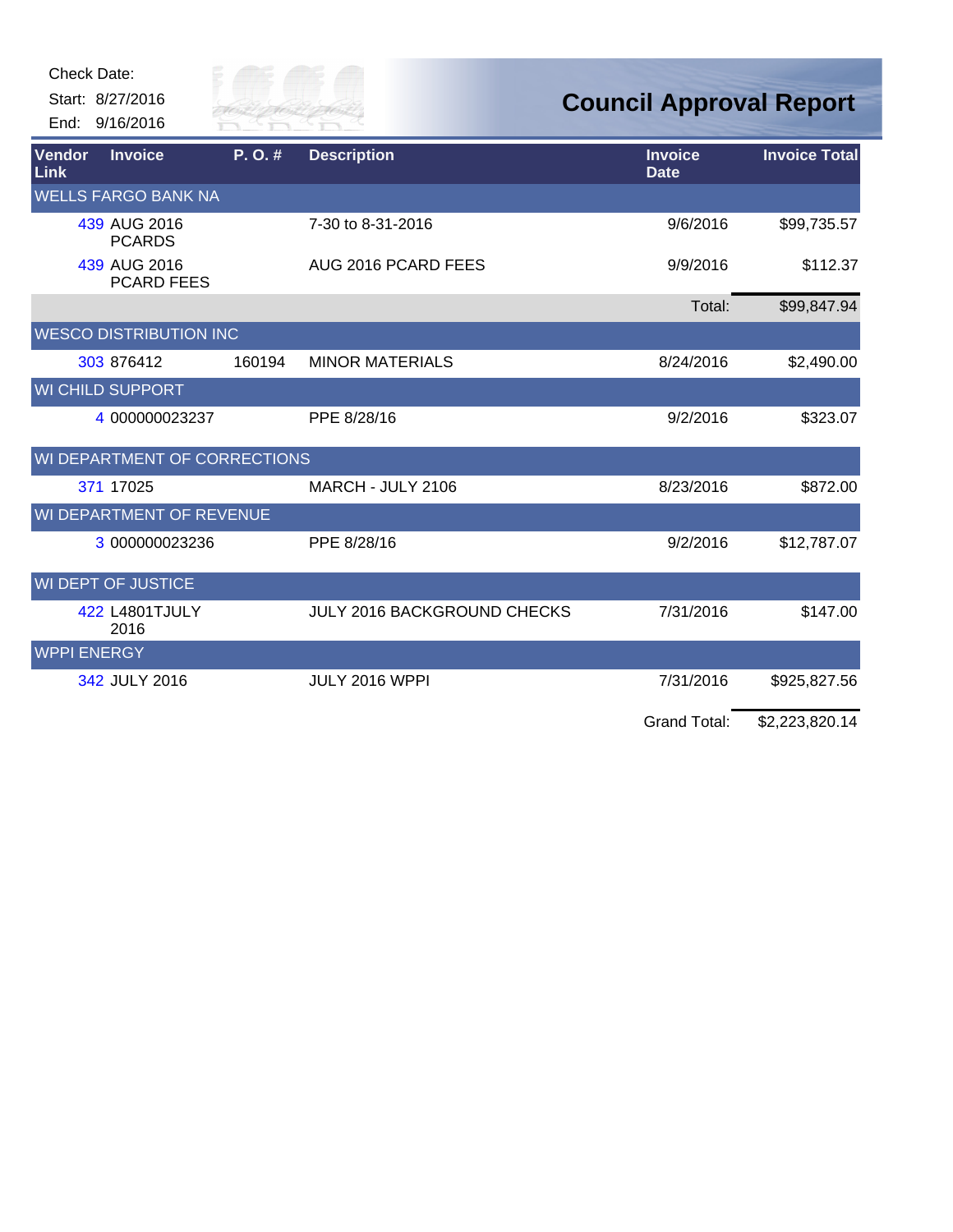Check Date:

Start: 8/27/2016

End: 9/16/2016

# Council Approval Report

| Vendor Link | Invoice | P. O. # | Description | Invoice Date | Invoice Total |
|---|---|---|---|---|---|
| WELLS FARGO BANK NA | | | | | |
| 439 | AUG 2016 PCARDS | | 7-30 to 8-31-2016 | 9/6/2016 | $99,735.57 |
| 439 | AUG 2016 PCARD FEES | | AUG 2016 PCARD FEES | 9/9/2016 | $112.37 |
| | | | | Total: | $99,847.94 |
| WESCO DISTRIBUTION INC | | | | | |
| 303 | 876412 | 160194 | MINOR MATERIALS | 8/24/2016 | $2,490.00 |
| WI CHILD SUPPORT | | | | | |
| 4 | 000000023237 | | PPE 8/28/16 | 9/2/2016 | $323.07 |
| WI DEPARTMENT OF CORRECTIONS | | | | | |
| 371 | 17025 | | MARCH - JULY 2106 | 8/23/2016 | $872.00 |
| WI DEPARTMENT OF REVENUE | | | | | |
| 3 | 000000023236 | | PPE 8/28/16 | 9/2/2016 | $12,787.07 |
| WI DEPT OF JUSTICE | | | | | |
| 422 | L4801TJULY 2016 | | JULY 2016 BACKGROUND CHECKS | 7/31/2016 | $147.00 |
| WPPI ENERGY | | | | | |
| 342 | JULY 2016 | | JULY 2016 WPPI | 7/31/2016 | $925,827.56 |
| | | | | Grand Total: | $2,223,820.14 |